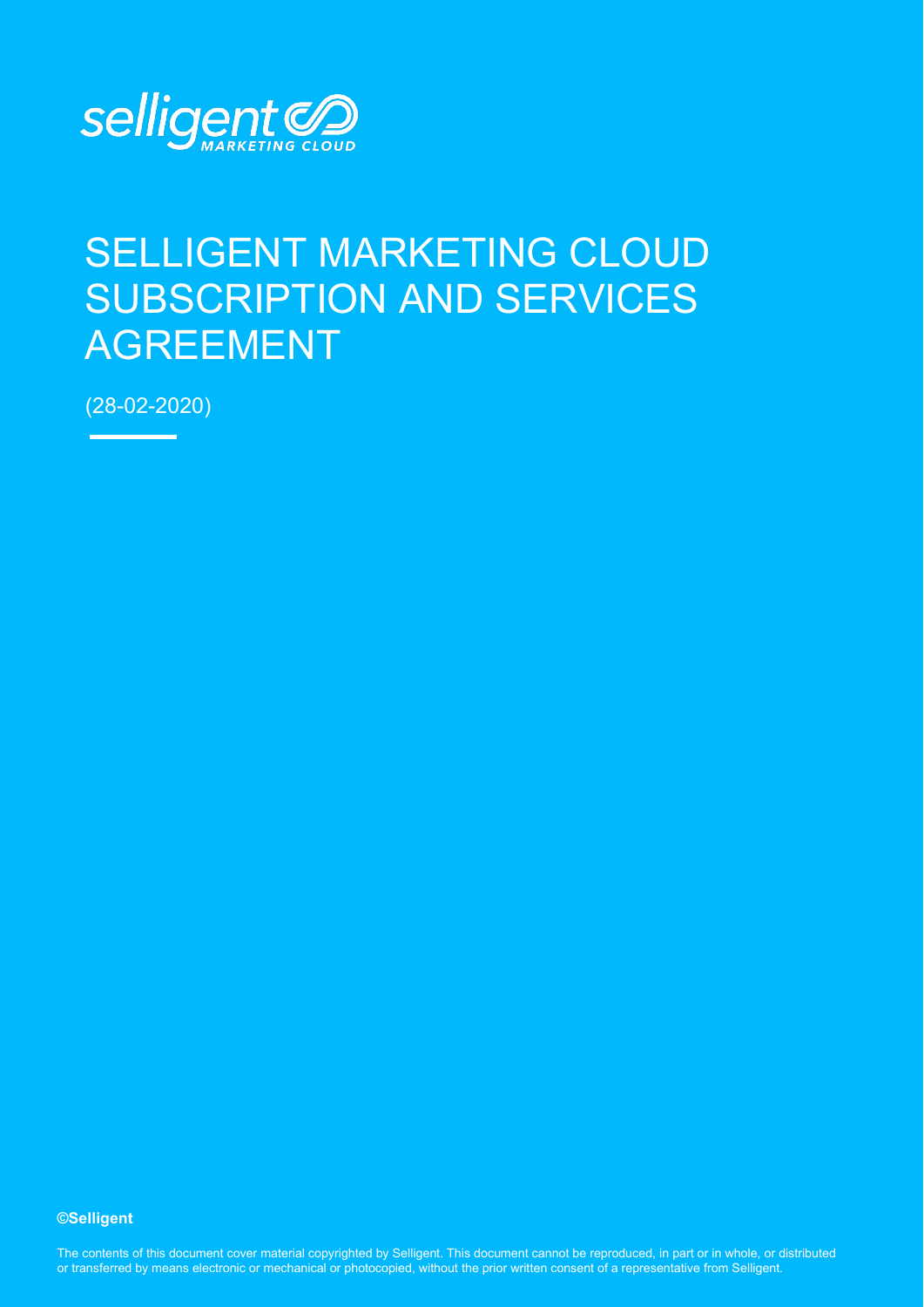# SELLIGENT MARKETING CLOUD SUBSCRIPTION AND SERVICES AGREEMENT

(28-02-2020)

**©Selligent**

The contents of this document cover material copyrighted by Selligent. This document cannot be reproduced, in part or in whole, or distributed or transferred by means electronic or mechanical or photocopied, without the prior written consent of a representative from Selligent.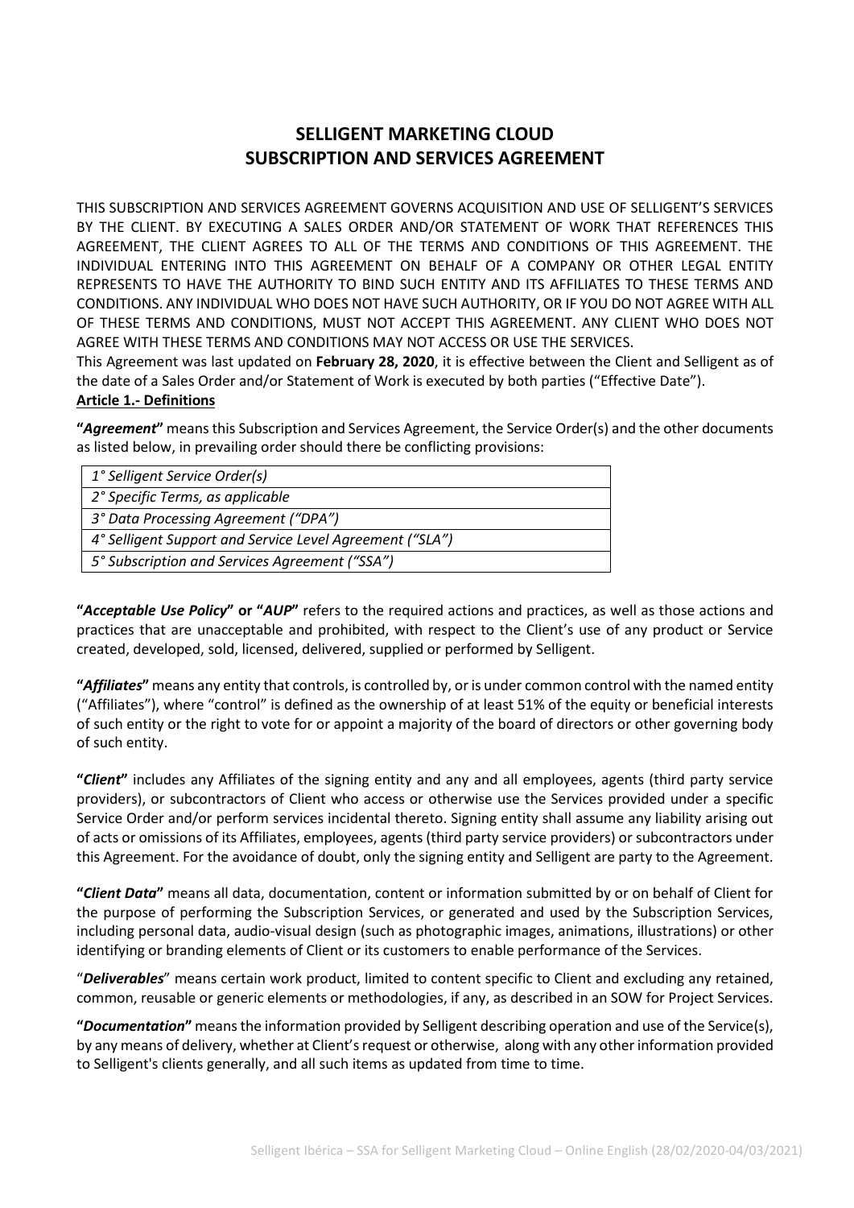# SELLIGENT MARKETING CLOUD
# SUBSCRIPTION AND SERVICES AGREEMENT

THIS SUBSCRIPTION AND SERVICES AGREEMENT GOVERNS ACQUISITION AND USE OF SELLIGENT'S SERVICES BY THE CLIENT. BY EXECUTING A SALES ORDER AND/OR STATEMENT OF WORK THAT REFERENCES THIS AGREEMENT, THE CLIENT AGREES TO ALL OF THE TERMS AND CONDITIONS OF THIS AGREEMENT. THE INDIVIDUAL ENTERING INTO THIS AGREEMENT ON BEHALF OF A COMPANY OR OTHER LEGAL ENTITY REPRESENTS TO HAVE THE AUTHORITY TO BIND SUCH ENTITY AND ITS AFFILIATES TO THESE TERMS AND CONDITIONS. ANY INDIVIDUAL WHO DOES NOT HAVE SUCH AUTHORITY, OR IF YOU DO NOT AGREE WITH ALL OF THESE TERMS AND CONDITIONS, MUST NOT ACCEPT THIS AGREEMENT. ANY CLIENT WHO DOES NOT AGREE WITH THESE TERMS AND CONDITIONS MAY NOT ACCESS OR USE THE SERVICES.

This Agreement was last updated on **February 28, 2020**, it is effective between the Client and Selligent as of the date of a Sales Order and/or Statement of Work is executed by both parties ("Effective Date").

**Article 1.- Definitions**

**"*Agreement*"** means this Subscription and Services Agreement, the Service Order(s) and the other documents as listed below, in prevailing order should there be conflicting provisions:

| |
|---|
| *1° Selligent Service Order(s)* |
| *2° Specific Terms, as applicable* |
| *3° Data Processing Agreement ("DPA")* |
| *4° Selligent Support and Service Level Agreement ("SLA")* |
| *5° Subscription and Services Agreement ("SSA")* |

**"*Acceptable Use Policy*" or "*AUP*"** refers to the required actions and practices, as well as those actions and practices that are unacceptable and prohibited, with respect to the Client's use of any product or Service created, developed, sold, licensed, delivered, supplied or performed by Selligent.

**"*Affiliates*"** means any entity that controls, is controlled by, or is under common control with the named entity ("Affiliates"), where "control" is defined as the ownership of at least 51% of the equity or beneficial interests of such entity or the right to vote for or appoint a majority of the board of directors or other governing body of such entity.

**"*Client*"** includes any Affiliates of the signing entity and any and all employees, agents (third party service providers), or subcontractors of Client who access or otherwise use the Services provided under a specific Service Order and/or perform services incidental thereto. Signing entity shall assume any liability arising out of acts or omissions of its Affiliates, employees, agents (third party service providers) or subcontractors under this Agreement. For the avoidance of doubt, only the signing entity and Selligent are party to the Agreement.

**"*Client Data*"** means all data, documentation, content or information submitted by or on behalf of Client for the purpose of performing the Subscription Services, or generated and used by the Subscription Services, including personal data, audio-visual design (such as photographic images, animations, illustrations) or other identifying or branding elements of Client or its customers to enable performance of the Services.

"***Deliverables***" means certain work product, limited to content specific to Client and excluding any retained, common, reusable or generic elements or methodologies, if any, as described in an SOW for Project Services.

**"*Documentation*"** means the information provided by Selligent describing operation and use of the Service(s), by any means of delivery, whether at Client's request or otherwise, along with any other information provided to Selligent's clients generally, and all such items as updated from time to time.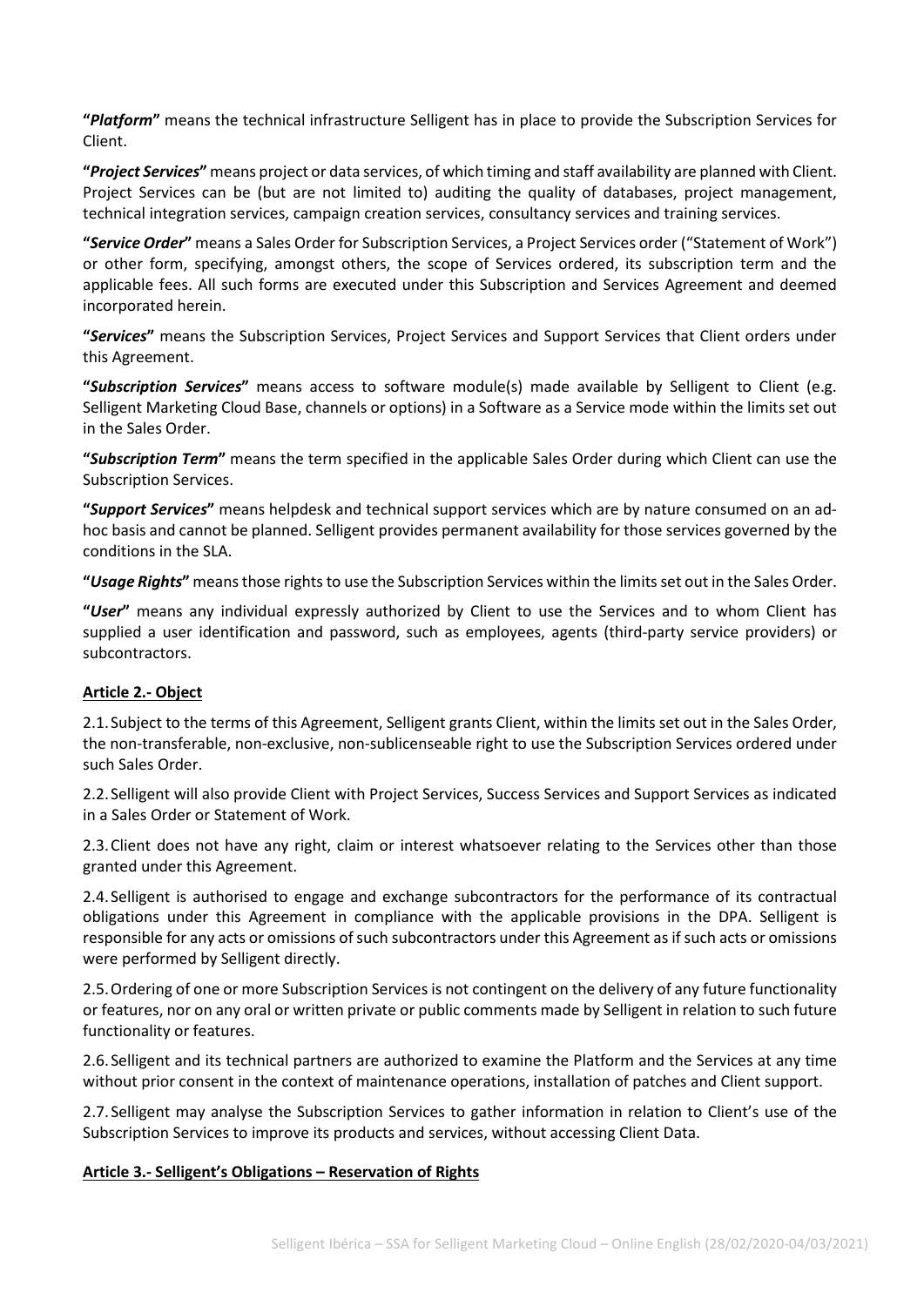**"*Platform*"** means the technical infrastructure Selligent has in place to provide the Subscription Services for Client.

**"*Project Services*"** means project or data services, of which timing and staff availability are planned with Client. Project Services can be (but are not limited to) auditing the quality of databases, project management, technical integration services, campaign creation services, consultancy services and training services.

**"*Service Order*"** means a Sales Order for Subscription Services, a Project Services order ("Statement of Work") or other form, specifying, amongst others, the scope of Services ordered, its subscription term and the applicable fees. All such forms are executed under this Subscription and Services Agreement and deemed incorporated herein.

**"*Services*"** means the Subscription Services, Project Services and Support Services that Client orders under this Agreement.

**"*Subscription Services*"** means access to software module(s) made available by Selligent to Client (e.g. Selligent Marketing Cloud Base, channels or options) in a Software as a Service mode within the limits set out in the Sales Order.

**"*Subscription Term*"** means the term specified in the applicable Sales Order during which Client can use the Subscription Services.

**"*Support Services*"** means helpdesk and technical support services which are by nature consumed on an ad-hoc basis and cannot be planned. Selligent provides permanent availability for those services governed by the conditions in the SLA.

**"*Usage Rights*"** means those rights to use the Subscription Services within the limits set out in the Sales Order.

**"*User*"** means any individual expressly authorized by Client to use the Services and to whom Client has supplied a user identification and password, such as employees, agents (third-party service providers) or subcontractors.

## Article 2.- Object

2.1. Subject to the terms of this Agreement, Selligent grants Client, within the limits set out in the Sales Order, the non-transferable, non-exclusive, non-sublicenseable right to use the Subscription Services ordered under such Sales Order.

2.2. Selligent will also provide Client with Project Services, Success Services and Support Services as indicated in a Sales Order or Statement of Work.

2.3. Client does not have any right, claim or interest whatsoever relating to the Services other than those granted under this Agreement.

2.4. Selligent is authorised to engage and exchange subcontractors for the performance of its contractual obligations under this Agreement in compliance with the applicable provisions in the DPA. Selligent is responsible for any acts or omissions of such subcontractors under this Agreement as if such acts or omissions were performed by Selligent directly.

2.5. Ordering of one or more Subscription Services is not contingent on the delivery of any future functionality or features, nor on any oral or written private or public comments made by Selligent in relation to such future functionality or features.

2.6. Selligent and its technical partners are authorized to examine the Platform and the Services at any time without prior consent in the context of maintenance operations, installation of patches and Client support.

2.7. Selligent may analyse the Subscription Services to gather information in relation to Client's use of the Subscription Services to improve its products and services, without accessing Client Data.

## Article 3.- Selligent's Obligations – Reservation of Rights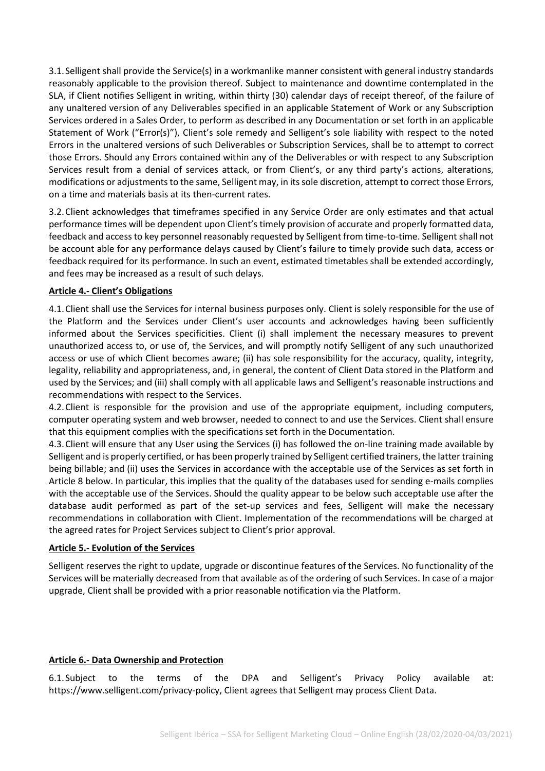3.1. Selligent shall provide the Service(s) in a workmanlike manner consistent with general industry standards reasonably applicable to the provision thereof. Subject to maintenance and downtime contemplated in the SLA, if Client notifies Selligent in writing, within thirty (30) calendar days of receipt thereof, of the failure of any unaltered version of any Deliverables specified in an applicable Statement of Work or any Subscription Services ordered in a Sales Order, to perform as described in any Documentation or set forth in an applicable Statement of Work ("Error(s)"), Client's sole remedy and Selligent's sole liability with respect to the noted Errors in the unaltered versions of such Deliverables or Subscription Services, shall be to attempt to correct those Errors. Should any Errors contained within any of the Deliverables or with respect to any Subscription Services result from a denial of services attack, or from Client's, or any third party's actions, alterations, modifications or adjustments to the same, Selligent may, in its sole discretion, attempt to correct those Errors, on a time and materials basis at its then-current rates.

3.2. Client acknowledges that timeframes specified in any Service Order are only estimates and that actual performance times will be dependent upon Client's timely provision of accurate and properly formatted data, feedback and access to key personnel reasonably requested by Selligent from time-to-time. Selligent shall not be account able for any performance delays caused by Client's failure to timely provide such data, access or feedback required for its performance. In such an event, estimated timetables shall be extended accordingly, and fees may be increased as a result of such delays.

**Article 4.- Client's Obligations**

4.1. Client shall use the Services for internal business purposes only. Client is solely responsible for the use of the Platform and the Services under Client's user accounts and acknowledges having been sufficiently informed about the Services specificities. Client (i) shall implement the necessary measures to prevent unauthorized access to, or use of, the Services, and will promptly notify Selligent of any such unauthorized access or use of which Client becomes aware; (ii) has sole responsibility for the accuracy, quality, integrity, legality, reliability and appropriateness, and, in general, the content of Client Data stored in the Platform and used by the Services; and (iii) shall comply with all applicable laws and Selligent's reasonable instructions and recommendations with respect to the Services.

4.2. Client is responsible for the provision and use of the appropriate equipment, including computers, computer operating system and web browser, needed to connect to and use the Services. Client shall ensure that this equipment complies with the specifications set forth in the Documentation.

4.3. Client will ensure that any User using the Services (i) has followed the on-line training made available by Selligent and is properly certified, or has been properly trained by Selligent certified trainers, the latter training being billable; and (ii) uses the Services in accordance with the acceptable use of the Services as set forth in Article 8 below. In particular, this implies that the quality of the databases used for sending e-mails complies with the acceptable use of the Services. Should the quality appear to be below such acceptable use after the database audit performed as part of the set-up services and fees, Selligent will make the necessary recommendations in collaboration with Client. Implementation of the recommendations will be charged at the agreed rates for Project Services subject to Client's prior approval.

**Article 5.- Evolution of the Services**

Selligent reserves the right to update, upgrade or discontinue features of the Services. No functionality of the Services will be materially decreased from that available as of the ordering of such Services. In case of a major upgrade, Client shall be provided with a prior reasonable notification via the Platform.

**Article 6.- Data Ownership and Protection**

6.1. Subject to the terms of the DPA and Selligent's Privacy Policy available at: https://www.selligent.com/privacy-policy, Client agrees that Selligent may process Client Data.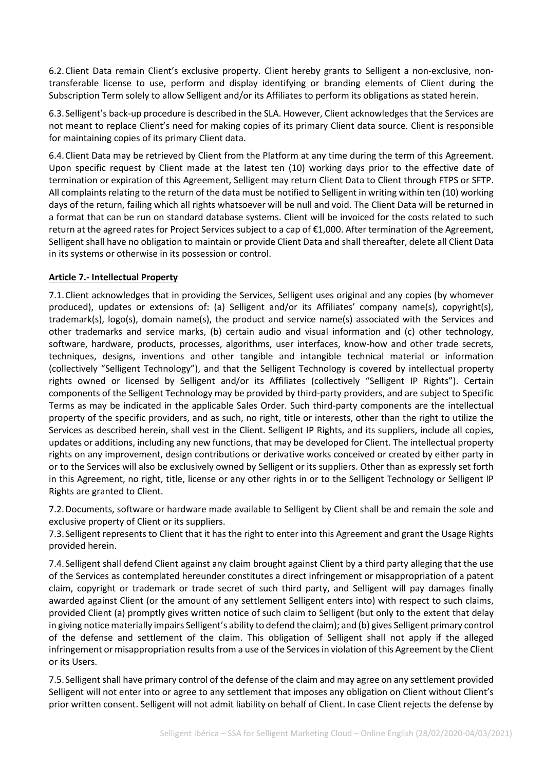6.2. Client Data remain Client's exclusive property. Client hereby grants to Selligent a non-exclusive, non-transferable license to use, perform and display identifying or branding elements of Client during the Subscription Term solely to allow Selligent and/or its Affiliates to perform its obligations as stated herein.

6.3. Selligent's back-up procedure is described in the SLA. However, Client acknowledges that the Services are not meant to replace Client's need for making copies of its primary Client data source. Client is responsible for maintaining copies of its primary Client data.

6.4. Client Data may be retrieved by Client from the Platform at any time during the term of this Agreement. Upon specific request by Client made at the latest ten (10) working days prior to the effective date of termination or expiration of this Agreement, Selligent may return Client Data to Client through FTPS or SFTP. All complaints relating to the return of the data must be notified to Selligent in writing within ten (10) working days of the return, failing which all rights whatsoever will be null and void. The Client Data will be returned in a format that can be run on standard database systems. Client will be invoiced for the costs related to such return at the agreed rates for Project Services subject to a cap of €1,000. After termination of the Agreement, Selligent shall have no obligation to maintain or provide Client Data and shall thereafter, delete all Client Data in its systems or otherwise in its possession or control.

**Article 7.- Intellectual Property**

7.1. Client acknowledges that in providing the Services, Selligent uses original and any copies (by whomever produced), updates or extensions of: (a) Selligent and/or its Affiliates' company name(s), copyright(s), trademark(s), logo(s), domain name(s), the product and service name(s) associated with the Services and other trademarks and service marks, (b) certain audio and visual information and (c) other technology, software, hardware, products, processes, algorithms, user interfaces, know-how and other trade secrets, techniques, designs, inventions and other tangible and intangible technical material or information (collectively "Selligent Technology"), and that the Selligent Technology is covered by intellectual property rights owned or licensed by Selligent and/or its Affiliates (collectively "Selligent IP Rights"). Certain components of the Selligent Technology may be provided by third-party providers, and are subject to Specific Terms as may be indicated in the applicable Sales Order. Such third-party components are the intellectual property of the specific providers, and as such, no right, title or interests, other than the right to utilize the Services as described herein, shall vest in the Client. Selligent IP Rights, and its suppliers, include all copies, updates or additions, including any new functions, that may be developed for Client. The intellectual property rights on any improvement, design contributions or derivative works conceived or created by either party in or to the Services will also be exclusively owned by Selligent or its suppliers. Other than as expressly set forth in this Agreement, no right, title, license or any other rights in or to the Selligent Technology or Selligent IP Rights are granted to Client.

7.2. Documents, software or hardware made available to Selligent by Client shall be and remain the sole and exclusive property of Client or its suppliers.

7.3. Selligent represents to Client that it has the right to enter into this Agreement and grant the Usage Rights provided herein.

7.4. Selligent shall defend Client against any claim brought against Client by a third party alleging that the use of the Services as contemplated hereunder constitutes a direct infringement or misappropriation of a patent claim, copyright or trademark or trade secret of such third party, and Selligent will pay damages finally awarded against Client (or the amount of any settlement Selligent enters into) with respect to such claims, provided Client (a) promptly gives written notice of such claim to Selligent (but only to the extent that delay in giving notice materially impairs Selligent's ability to defend the claim); and (b) gives Selligent primary control of the defense and settlement of the claim. This obligation of Selligent shall not apply if the alleged infringement or misappropriation results from a use of the Services in violation of this Agreement by the Client or its Users.

7.5. Selligent shall have primary control of the defense of the claim and may agree on any settlement provided Selligent will not enter into or agree to any settlement that imposes any obligation on Client without Client's prior written consent. Selligent will not admit liability on behalf of Client. In case Client rejects the defense by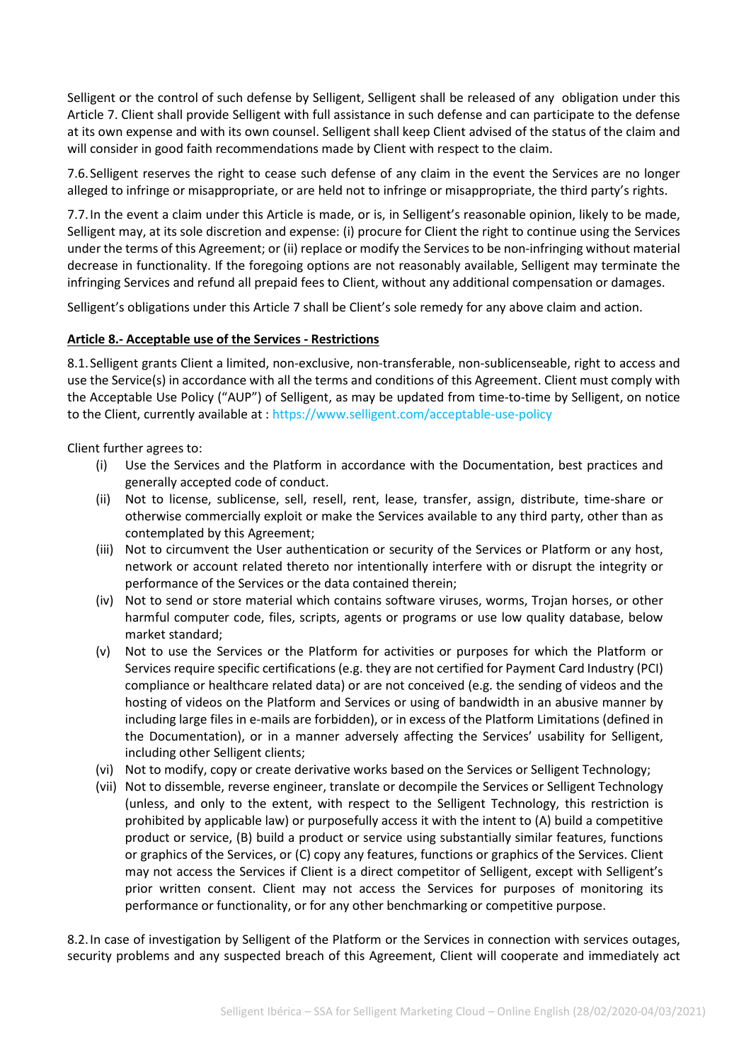Selligent or the control of such defense by Selligent, Selligent shall be released of any obligation under this Article 7. Client shall provide Selligent with full assistance in such defense and can participate to the defense at its own expense and with its own counsel. Selligent shall keep Client advised of the status of the claim and will consider in good faith recommendations made by Client with respect to the claim.

7.6. Selligent reserves the right to cease such defense of any claim in the event the Services are no longer alleged to infringe or misappropriate, or are held not to infringe or misappropriate, the third party's rights.

7.7. In the event a claim under this Article is made, or is, in Selligent's reasonable opinion, likely to be made, Selligent may, at its sole discretion and expense: (i) procure for Client the right to continue using the Services under the terms of this Agreement; or (ii) replace or modify the Services to be non-infringing without material decrease in functionality. If the foregoing options are not reasonably available, Selligent may terminate the infringing Services and refund all prepaid fees to Client, without any additional compensation or damages.

Selligent's obligations under this Article 7 shall be Client's sole remedy for any above claim and action.

**Article 8.- Acceptable use of the Services - Restrictions**

8.1. Selligent grants Client a limited, non-exclusive, non-transferable, non-sublicenseable, right to access and use the Service(s) in accordance with all the terms and conditions of this Agreement. Client must comply with the Acceptable Use Policy ("AUP") of Selligent, as may be updated from time-to-time by Selligent, on notice to the Client, currently available at : https://www.selligent.com/acceptable-use-policy

Client further agrees to:

(i) Use the Services and the Platform in accordance with the Documentation, best practices and generally accepted code of conduct.

(ii) Not to license, sublicense, sell, resell, rent, lease, transfer, assign, distribute, time-share or otherwise commercially exploit or make the Services available to any third party, other than as contemplated by this Agreement;

(iii) Not to circumvent the User authentication or security of the Services or Platform or any host, network or account related thereto nor intentionally interfere with or disrupt the integrity or performance of the Services or the data contained therein;

(iv) Not to send or store material which contains software viruses, worms, Trojan horses, or other harmful computer code, files, scripts, agents or programs or use low quality database, below market standard;

(v) Not to use the Services or the Platform for activities or purposes for which the Platform or Services require specific certifications (e.g. they are not certified for Payment Card Industry (PCI) compliance or healthcare related data) or are not conceived (e.g. the sending of videos and the hosting of videos on the Platform and Services or using of bandwidth in an abusive manner by including large files in e-mails are forbidden), or in excess of the Platform Limitations (defined in the Documentation), or in a manner adversely affecting the Services' usability for Selligent, including other Selligent clients;

(vi) Not to modify, copy or create derivative works based on the Services or Selligent Technology;

(vii) Not to dissemble, reverse engineer, translate or decompile the Services or Selligent Technology (unless, and only to the extent, with respect to the Selligent Technology, this restriction is prohibited by applicable law) or purposefully access it with the intent to (A) build a competitive product or service, (B) build a product or service using substantially similar features, functions or graphics of the Services, or (C) copy any features, functions or graphics of the Services. Client may not access the Services if Client is a direct competitor of Selligent, except with Selligent's prior written consent. Client may not access the Services for purposes of monitoring its performance or functionality, or for any other benchmarking or competitive purpose.

8.2. In case of investigation by Selligent of the Platform or the Services in connection with services outages, security problems and any suspected breach of this Agreement, Client will cooperate and immediately act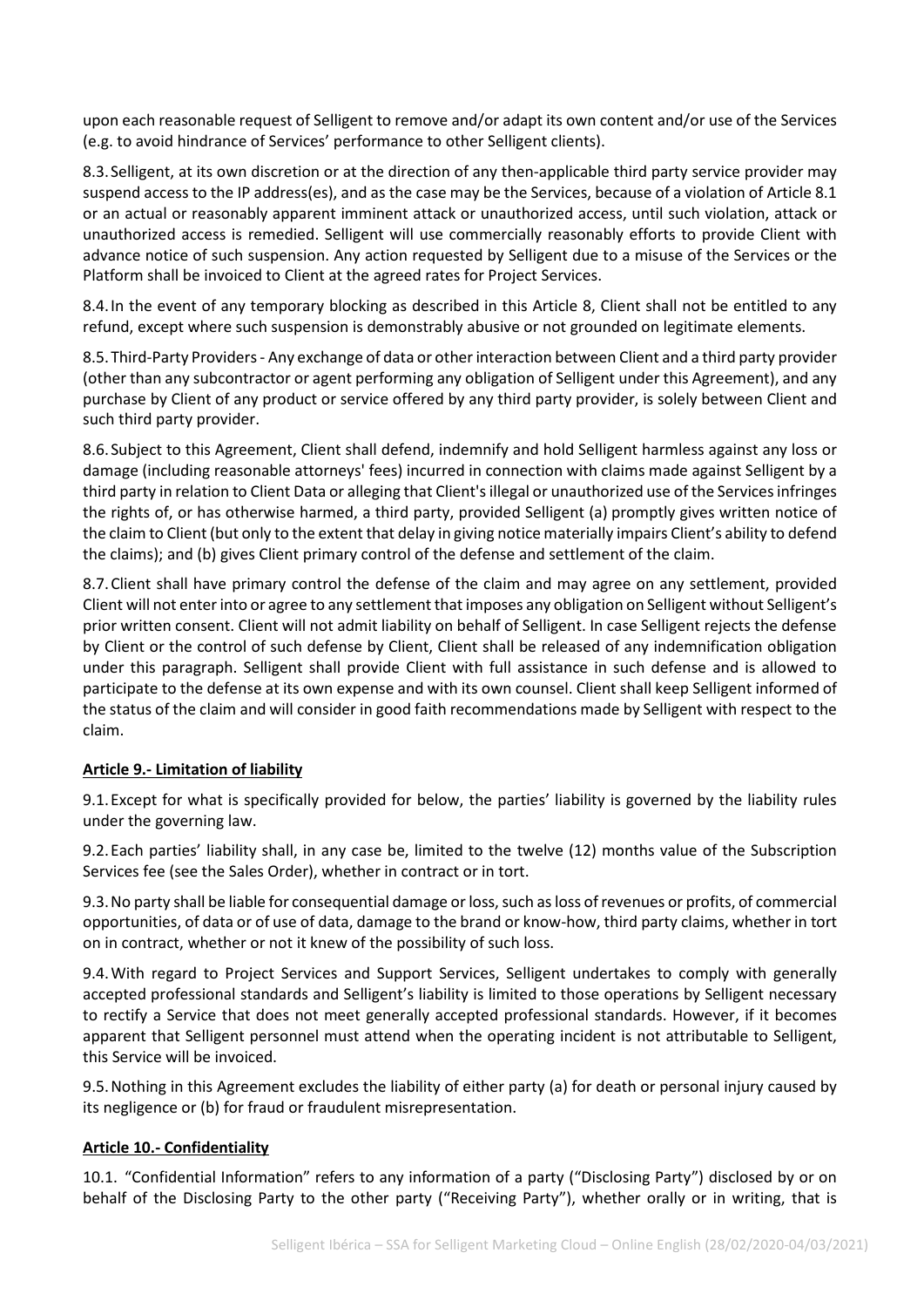upon each reasonable request of Selligent to remove and/or adapt its own content and/or use of the Services (e.g. to avoid hindrance of Services' performance to other Selligent clients).

8.3. Selligent, at its own discretion or at the direction of any then-applicable third party service provider may suspend access to the IP address(es), and as the case may be the Services, because of a violation of Article 8.1 or an actual or reasonably apparent imminent attack or unauthorized access, until such violation, attack or unauthorized access is remedied. Selligent will use commercially reasonably efforts to provide Client with advance notice of such suspension. Any action requested by Selligent due to a misuse of the Services or the Platform shall be invoiced to Client at the agreed rates for Project Services.

8.4. In the event of any temporary blocking as described in this Article 8, Client shall not be entitled to any refund, except where such suspension is demonstrably abusive or not grounded on legitimate elements.

8.5. Third-Party Providers - Any exchange of data or other interaction between Client and a third party provider (other than any subcontractor or agent performing any obligation of Selligent under this Agreement), and any purchase by Client of any product or service offered by any third party provider, is solely between Client and such third party provider.

8.6. Subject to this Agreement, Client shall defend, indemnify and hold Selligent harmless against any loss or damage (including reasonable attorneys' fees) incurred in connection with claims made against Selligent by a third party in relation to Client Data or alleging that Client's illegal or unauthorized use of the Services infringes the rights of, or has otherwise harmed, a third party, provided Selligent (a) promptly gives written notice of the claim to Client (but only to the extent that delay in giving notice materially impairs Client's ability to defend the claims); and (b) gives Client primary control of the defense and settlement of the claim.

8.7. Client shall have primary control the defense of the claim and may agree on any settlement, provided Client will not enter into or agree to any settlement that imposes any obligation on Selligent without Selligent's prior written consent. Client will not admit liability on behalf of Selligent. In case Selligent rejects the defense by Client or the control of such defense by Client, Client shall be released of any indemnification obligation under this paragraph. Selligent shall provide Client with full assistance in such defense and is allowed to participate to the defense at its own expense and with its own counsel. Client shall keep Selligent informed of the status of the claim and will consider in good faith recommendations made by Selligent with respect to the claim.

## Article 9.- Limitation of liability

9.1. Except for what is specifically provided for below, the parties' liability is governed by the liability rules under the governing law.

9.2. Each parties' liability shall, in any case be, limited to the twelve (12) months value of the Subscription Services fee (see the Sales Order), whether in contract or in tort.

9.3. No party shall be liable for consequential damage or loss, such as loss of revenues or profits, of commercial opportunities, of data or of use of data, damage to the brand or know-how, third party claims, whether in tort on in contract, whether or not it knew of the possibility of such loss.

9.4. With regard to Project Services and Support Services, Selligent undertakes to comply with generally accepted professional standards and Selligent's liability is limited to those operations by Selligent necessary to rectify a Service that does not meet generally accepted professional standards. However, if it becomes apparent that Selligent personnel must attend when the operating incident is not attributable to Selligent, this Service will be invoiced.

9.5. Nothing in this Agreement excludes the liability of either party (a) for death or personal injury caused by its negligence or (b) for fraud or fraudulent misrepresentation.

## Article 10.- Confidentiality

10.1. "Confidential Information" refers to any information of a party ("Disclosing Party") disclosed by or on behalf of the Disclosing Party to the other party ("Receiving Party"), whether orally or in writing, that is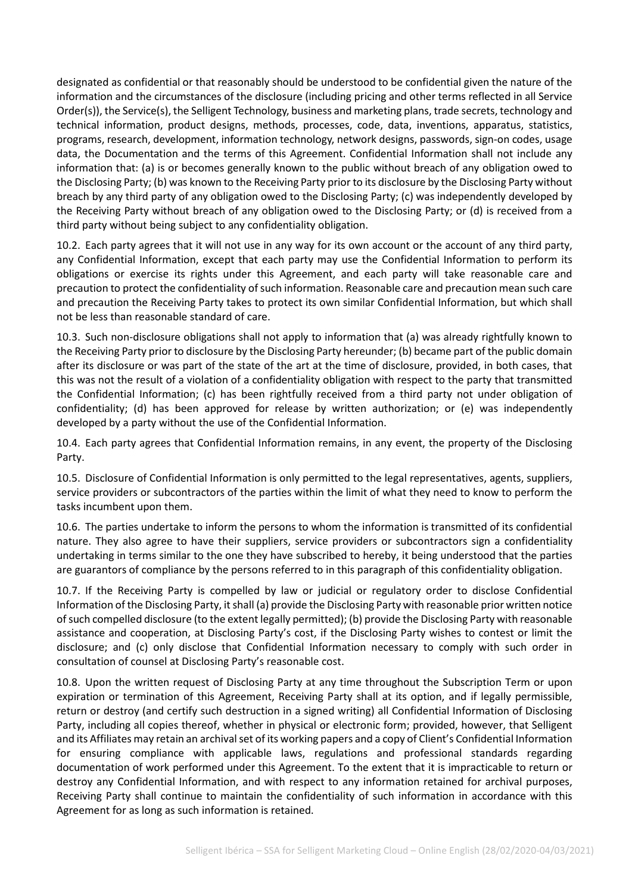designated as confidential or that reasonably should be understood to be confidential given the nature of the information and the circumstances of the disclosure (including pricing and other terms reflected in all Service Order(s)), the Service(s), the Selligent Technology, business and marketing plans, trade secrets, technology and technical information, product designs, methods, processes, code, data, inventions, apparatus, statistics, programs, research, development, information technology, network designs, passwords, sign-on codes, usage data, the Documentation and the terms of this Agreement. Confidential Information shall not include any information that: (a) is or becomes generally known to the public without breach of any obligation owed to the Disclosing Party; (b) was known to the Receiving Party prior to its disclosure by the Disclosing Party without breach by any third party of any obligation owed to the Disclosing Party; (c) was independently developed by the Receiving Party without breach of any obligation owed to the Disclosing Party; or (d) is received from a third party without being subject to any confidentiality obligation.

10.2. Each party agrees that it will not use in any way for its own account or the account of any third party, any Confidential Information, except that each party may use the Confidential Information to perform its obligations or exercise its rights under this Agreement, and each party will take reasonable care and precaution to protect the confidentiality of such information. Reasonable care and precaution mean such care and precaution the Receiving Party takes to protect its own similar Confidential Information, but which shall not be less than reasonable standard of care.

10.3. Such non-disclosure obligations shall not apply to information that (a) was already rightfully known to the Receiving Party prior to disclosure by the Disclosing Party hereunder; (b) became part of the public domain after its disclosure or was part of the state of the art at the time of disclosure, provided, in both cases, that this was not the result of a violation of a confidentiality obligation with respect to the party that transmitted the Confidential Information; (c) has been rightfully received from a third party not under obligation of confidentiality; (d) has been approved for release by written authorization; or (e) was independently developed by a party without the use of the Confidential Information.

10.4. Each party agrees that Confidential Information remains, in any event, the property of the Disclosing Party.

10.5. Disclosure of Confidential Information is only permitted to the legal representatives, agents, suppliers, service providers or subcontractors of the parties within the limit of what they need to know to perform the tasks incumbent upon them.

10.6. The parties undertake to inform the persons to whom the information is transmitted of its confidential nature. They also agree to have their suppliers, service providers or subcontractors sign a confidentiality undertaking in terms similar to the one they have subscribed to hereby, it being understood that the parties are guarantors of compliance by the persons referred to in this paragraph of this confidentiality obligation.

10.7. If the Receiving Party is compelled by law or judicial or regulatory order to disclose Confidential Information of the Disclosing Party, it shall (a) provide the Disclosing Party with reasonable prior written notice of such compelled disclosure (to the extent legally permitted); (b) provide the Disclosing Party with reasonable assistance and cooperation, at Disclosing Party's cost, if the Disclosing Party wishes to contest or limit the disclosure; and (c) only disclose that Confidential Information necessary to comply with such order in consultation of counsel at Disclosing Party's reasonable cost.

10.8. Upon the written request of Disclosing Party at any time throughout the Subscription Term or upon expiration or termination of this Agreement, Receiving Party shall at its option, and if legally permissible, return or destroy (and certify such destruction in a signed writing) all Confidential Information of Disclosing Party, including all copies thereof, whether in physical or electronic form; provided, however, that Selligent and its Affiliates may retain an archival set of its working papers and a copy of Client's Confidential Information for ensuring compliance with applicable laws, regulations and professional standards regarding documentation of work performed under this Agreement. To the extent that it is impracticable to return or destroy any Confidential Information, and with respect to any information retained for archival purposes, Receiving Party shall continue to maintain the confidentiality of such information in accordance with this Agreement for as long as such information is retained.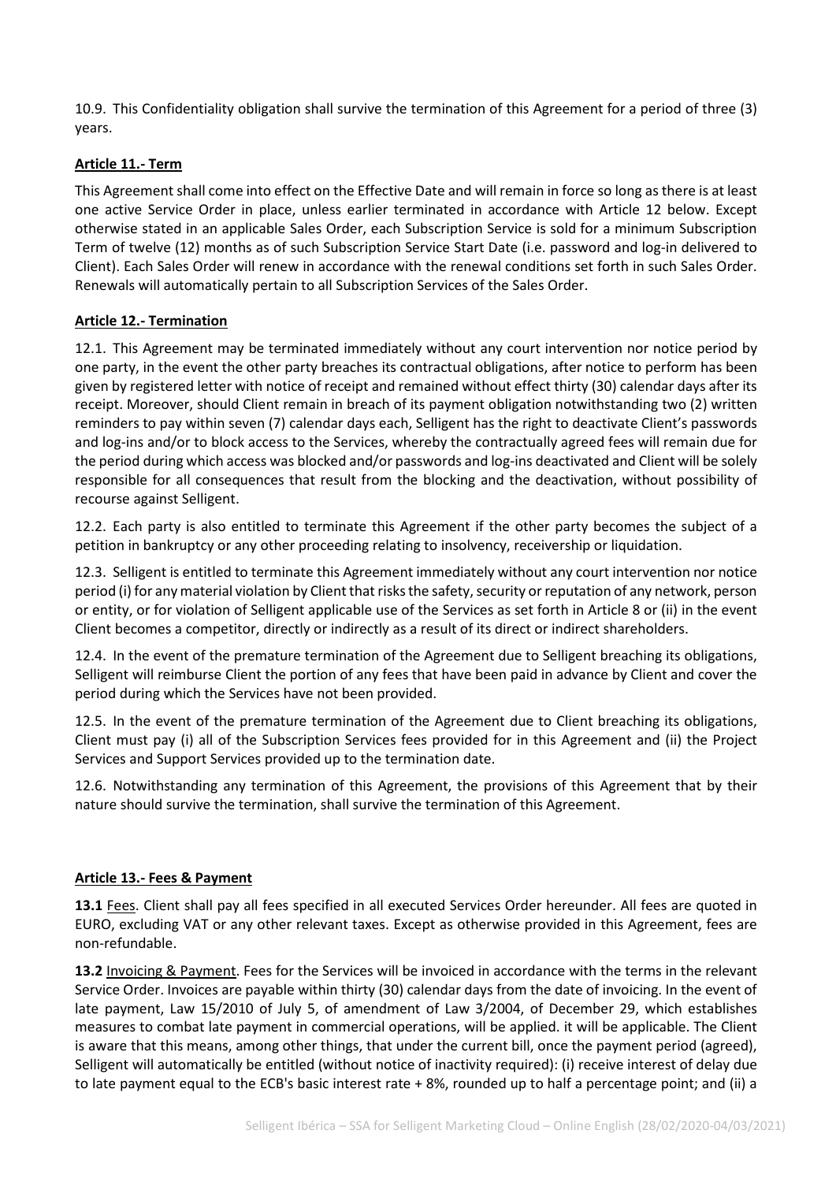10.9. This Confidentiality obligation shall survive the termination of this Agreement for a period of three (3) years.

## Article 11.- Term

This Agreement shall come into effect on the Effective Date and will remain in force so long as there is at least one active Service Order in place, unless earlier terminated in accordance with Article 12 below. Except otherwise stated in an applicable Sales Order, each Subscription Service is sold for a minimum Subscription Term of twelve (12) months as of such Subscription Service Start Date (i.e. password and log-in delivered to Client). Each Sales Order will renew in accordance with the renewal conditions set forth in such Sales Order. Renewals will automatically pertain to all Subscription Services of the Sales Order.

## Article 12.- Termination

12.1. This Agreement may be terminated immediately without any court intervention nor notice period by one party, in the event the other party breaches its contractual obligations, after notice to perform has been given by registered letter with notice of receipt and remained without effect thirty (30) calendar days after its receipt. Moreover, should Client remain in breach of its payment obligation notwithstanding two (2) written reminders to pay within seven (7) calendar days each, Selligent has the right to deactivate Client's passwords and log-ins and/or to block access to the Services, whereby the contractually agreed fees will remain due for the period during which access was blocked and/or passwords and log-ins deactivated and Client will be solely responsible for all consequences that result from the blocking and the deactivation, without possibility of recourse against Selligent.

12.2. Each party is also entitled to terminate this Agreement if the other party becomes the subject of a petition in bankruptcy or any other proceeding relating to insolvency, receivership or liquidation.

12.3. Selligent is entitled to terminate this Agreement immediately without any court intervention nor notice period (i) for any material violation by Client that risks the safety, security or reputation of any network, person or entity, or for violation of Selligent applicable use of the Services as set forth in Article 8 or (ii) in the event Client becomes a competitor, directly or indirectly as a result of its direct or indirect shareholders.

12.4. In the event of the premature termination of the Agreement due to Selligent breaching its obligations, Selligent will reimburse Client the portion of any fees that have been paid in advance by Client and cover the period during which the Services have not been provided.

12.5. In the event of the premature termination of the Agreement due to Client breaching its obligations, Client must pay (i) all of the Subscription Services fees provided for in this Agreement and (ii) the Project Services and Support Services provided up to the termination date.

12.6. Notwithstanding any termination of this Agreement, the provisions of this Agreement that by their nature should survive the termination, shall survive the termination of this Agreement.

## Article 13.- Fees & Payment

**13.1** Fees. Client shall pay all fees specified in all executed Services Order hereunder. All fees are quoted in EURO, excluding VAT or any other relevant taxes. Except as otherwise provided in this Agreement, fees are non-refundable.

**13.2** Invoicing & Payment. Fees for the Services will be invoiced in accordance with the terms in the relevant Service Order. Invoices are payable within thirty (30) calendar days from the date of invoicing. In the event of late payment, Law 15/2010 of July 5, of amendment of Law 3/2004, of December 29, which establishes measures to combat late payment in commercial operations, will be applied. it will be applicable. The Client is aware that this means, among other things, that under the current bill, once the payment period (agreed), Selligent will automatically be entitled (without notice of inactivity required): (i) receive interest of delay due to late payment equal to the ECB's basic interest rate + 8%, rounded up to half a percentage point; and (ii) a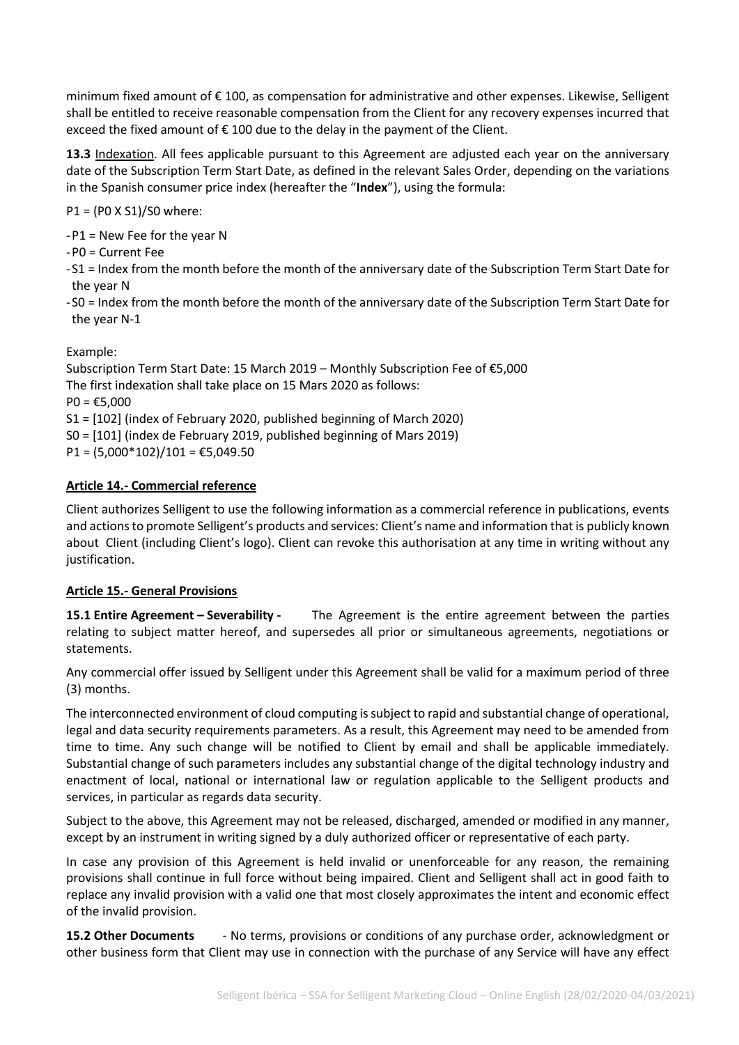minimum fixed amount of € 100, as compensation for administrative and other expenses. Likewise, Selligent shall be entitled to receive reasonable compensation from the Client for any recovery expenses incurred that exceed the fixed amount of € 100 due to the delay in the payment of the Client.

**13.3** Indexation. All fees applicable pursuant to this Agreement are adjusted each year on the anniversary date of the Subscription Term Start Date, as defined in the relevant Sales Order, depending on the variations in the Spanish consumer price index (hereafter the "**Index**"), using the formula:

$P1 = (P0 \times S1)/S0$ where:

- P1 = New Fee for the year N
- P0 = Current Fee
- S1 = Index from the month before the month of the anniversary date of the Subscription Term Start Date for the year N
- S0 = Index from the month before the month of the anniversary date of the Subscription Term Start Date for the year N-1

Example:
Subscription Term Start Date: 15 March 2019 – Monthly Subscription Fee of €5,000
The first indexation shall take place on 15 Mars 2020 as follows:
P0 = €5,000
S1 = [102] (index of February 2020, published beginning of March 2020)
S0 = [101] (index de February 2019, published beginning of Mars 2019)
P1 = (5,000*102)/101 = €5,049.50

## Article 14.- Commercial reference

Client authorizes Selligent to use the following information as a commercial reference in publications, events and actions to promote Selligent's products and services: Client's name and information that is publicly known about Client (including Client's logo). Client can revoke this authorisation at any time in writing without any justification.

## Article 15.- General Provisions

**15.1 Entire Agreement – Severability -** The Agreement is the entire agreement between the parties relating to subject matter hereof, and supersedes all prior or simultaneous agreements, negotiations or statements.

Any commercial offer issued by Selligent under this Agreement shall be valid for a maximum period of three (3) months.

The interconnected environment of cloud computing is subject to rapid and substantial change of operational, legal and data security requirements parameters. As a result, this Agreement may need to be amended from time to time. Any such change will be notified to Client by email and shall be applicable immediately. Substantial change of such parameters includes any substantial change of the digital technology industry and enactment of local, national or international law or regulation applicable to the Selligent products and services, in particular as regards data security.

Subject to the above, this Agreement may not be released, discharged, amended or modified in any manner, except by an instrument in writing signed by a duly authorized officer or representative of each party.

In case any provision of this Agreement is held invalid or unenforceable for any reason, the remaining provisions shall continue in full force without being impaired. Client and Selligent shall act in good faith to replace any invalid provision with a valid one that most closely approximates the intent and economic effect of the invalid provision.

**15.2 Other Documents** - No terms, provisions or conditions of any purchase order, acknowledgment or other business form that Client may use in connection with the purchase of any Service will have any effect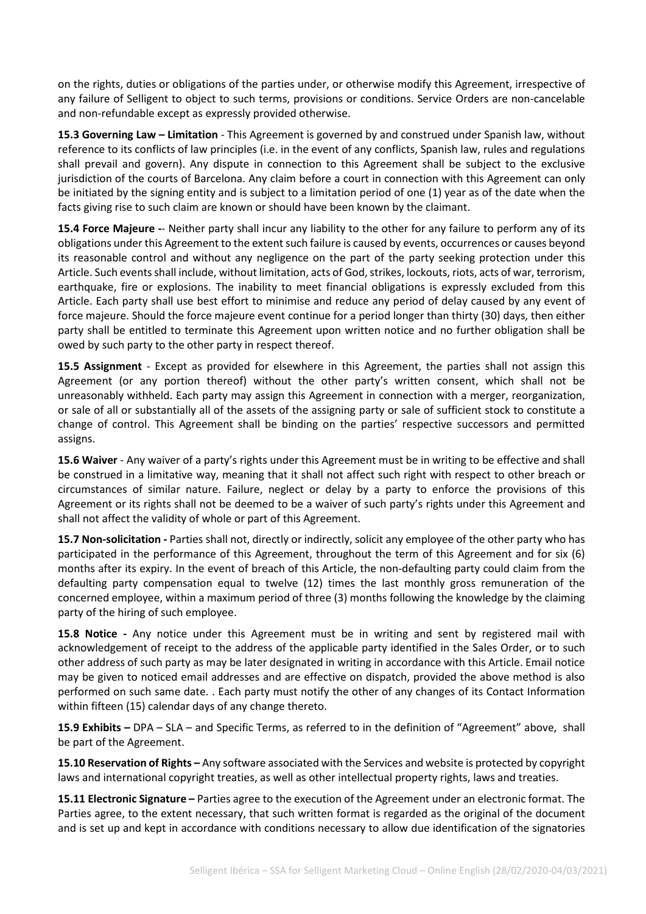on the rights, duties or obligations of the parties under, or otherwise modify this Agreement, irrespective of any failure of Selligent to object to such terms, provisions or conditions. Service Orders are non-cancelable and non-refundable except as expressly provided otherwise.

**15.3 Governing Law – Limitation** - This Agreement is governed by and construed under Spanish law, without reference to its conflicts of law principles (i.e. in the event of any conflicts, Spanish law, rules and regulations shall prevail and govern). Any dispute in connection to this Agreement shall be subject to the exclusive jurisdiction of the courts of Barcelona. Any claim before a court in connection with this Agreement can only be initiated by the signing entity and is subject to a limitation period of one (1) year as of the date when the facts giving rise to such claim are known or should have been known by the claimant.

**15.4 Force Majeure -**- Neither party shall incur any liability to the other for any failure to perform any of its obligations under this Agreement to the extent such failure is caused by events, occurrences or causes beyond its reasonable control and without any negligence on the part of the party seeking protection under this Article. Such events shall include, without limitation, acts of God, strikes, lockouts, riots, acts of war, terrorism, earthquake, fire or explosions. The inability to meet financial obligations is expressly excluded from this Article. Each party shall use best effort to minimise and reduce any period of delay caused by any event of force majeure. Should the force majeure event continue for a period longer than thirty (30) days, then either party shall be entitled to terminate this Agreement upon written notice and no further obligation shall be owed by such party to the other party in respect thereof.

**15.5 Assignment** - Except as provided for elsewhere in this Agreement, the parties shall not assign this Agreement (or any portion thereof) without the other party's written consent, which shall not be unreasonably withheld. Each party may assign this Agreement in connection with a merger, reorganization, or sale of all or substantially all of the assets of the assigning party or sale of sufficient stock to constitute a change of control. This Agreement shall be binding on the parties' respective successors and permitted assigns.

**15.6 Waiver** - Any waiver of a party's rights under this Agreement must be in writing to be effective and shall be construed in a limitative way, meaning that it shall not affect such right with respect to other breach or circumstances of similar nature. Failure, neglect or delay by a party to enforce the provisions of this Agreement or its rights shall not be deemed to be a waiver of such party's rights under this Agreement and shall not affect the validity of whole or part of this Agreement.

**15.7 Non-solicitation -** Parties shall not, directly or indirectly, solicit any employee of the other party who has participated in the performance of this Agreement, throughout the term of this Agreement and for six (6) months after its expiry. In the event of breach of this Article, the non-defaulting party could claim from the defaulting party compensation equal to twelve (12) times the last monthly gross remuneration of the concerned employee, within a maximum period of three (3) months following the knowledge by the claiming party of the hiring of such employee.

**15.8 Notice -** Any notice under this Agreement must be in writing and sent by registered mail with acknowledgement of receipt to the address of the applicable party identified in the Sales Order, or to such other address of such party as may be later designated in writing in accordance with this Article. Email notice may be given to noticed email addresses and are effective on dispatch, provided the above method is also performed on such same date. . Each party must notify the other of any changes of its Contact Information within fifteen (15) calendar days of any change thereto.

**15.9 Exhibits –** DPA – SLA – and Specific Terms, as referred to in the definition of "Agreement" above, shall be part of the Agreement.

**15.10 Reservation of Rights –** Any software associated with the Services and website is protected by copyright laws and international copyright treaties, as well as other intellectual property rights, laws and treaties.

**15.11 Electronic Signature –** Parties agree to the execution of the Agreement under an electronic format. The Parties agree, to the extent necessary, that such written format is regarded as the original of the document and is set up and kept in accordance with conditions necessary to allow due identification of the signatories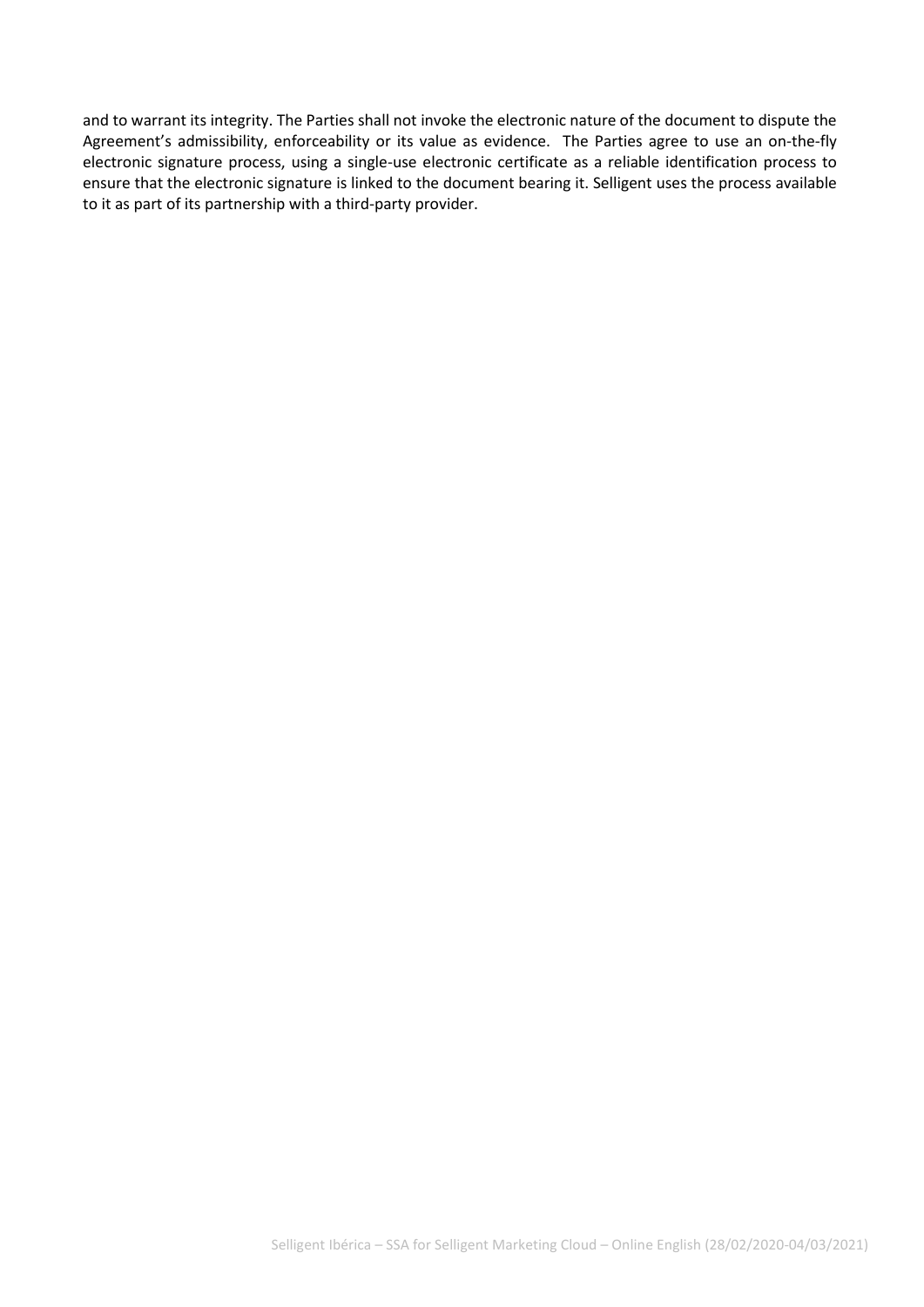and to warrant its integrity. The Parties shall not invoke the electronic nature of the document to dispute the Agreement's admissibility, enforceability or its value as evidence. The Parties agree to use an on-the-fly electronic signature process, using a single-use electronic certificate as a reliable identification process to ensure that the electronic signature is linked to the document bearing it. Selligent uses the process available to it as part of its partnership with a third-party provider.